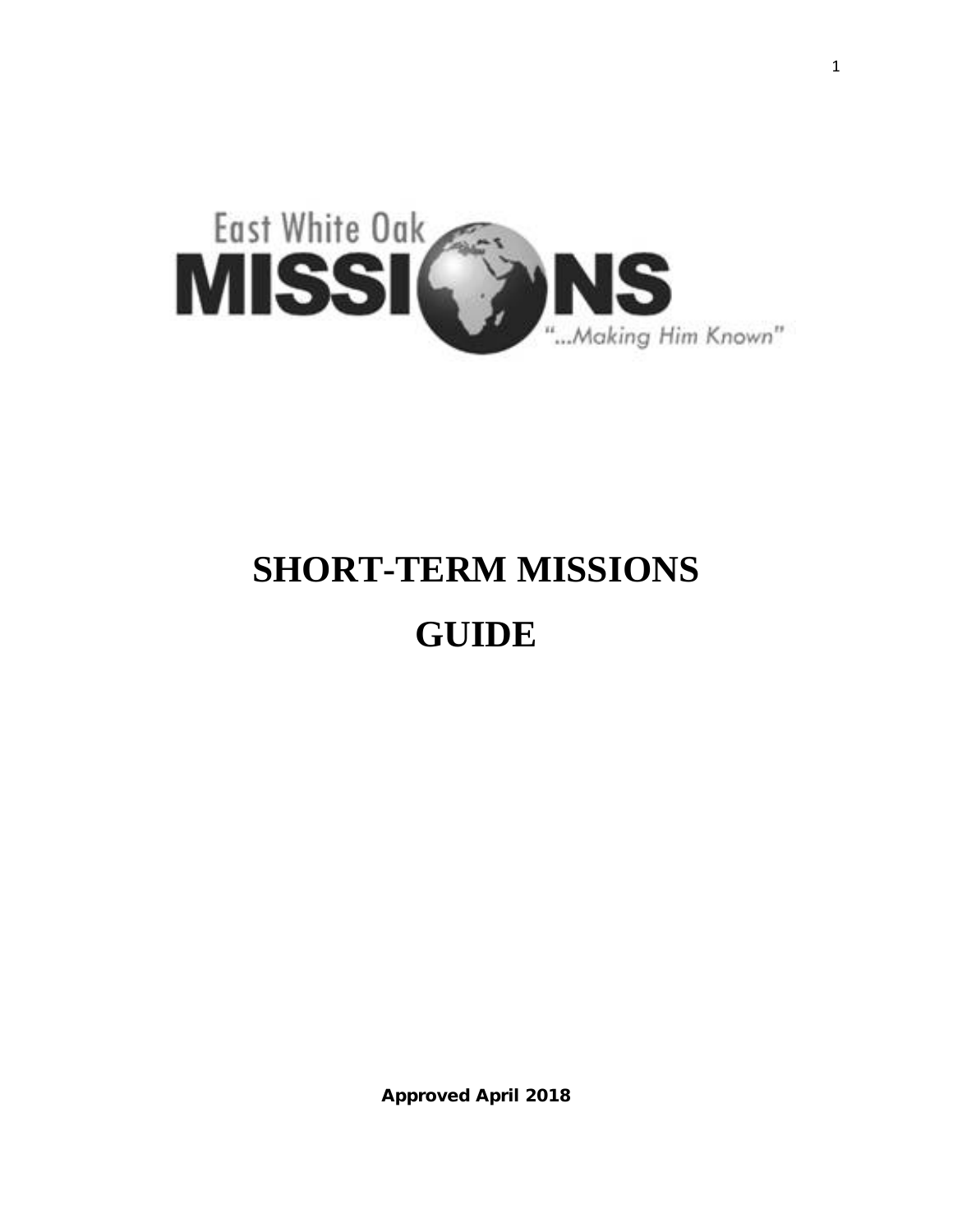East White Oak

MISSIONS

"...Making Him Known"

# SHORT-TERM MISSIONS GUIDE

**Approved April 2018**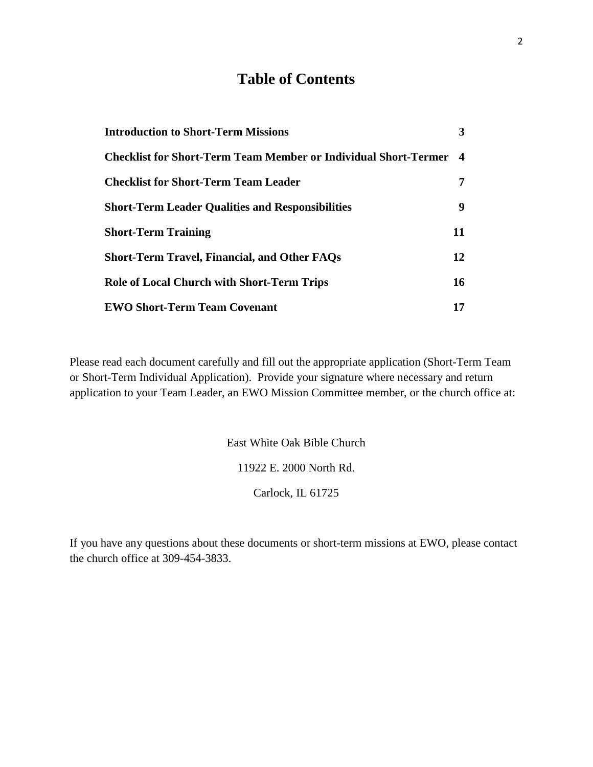# Table of Contents

| | |
|---|---|
| **Introduction to Short-Term Missions** | **3** |
| **Checklist for Short-Term Team Member or Individual Short-Termer** | **4** |
| **Checklist for Short-Term Team Leader** | **7** |
| **Short-Term Leader Qualities and Responsibilities** | **9** |
| **Short-Term Training** | **11** |
| **Short-Term Travel, Financial, and Other FAQs** | **12** |
| **Role of Local Church with Short-Term Trips** | **16** |
| **EWO Short-Term Team Covenant** | **17** |

Please read each document carefully and fill out the appropriate application (Short-Term Team or Short-Term Individual Application). Provide your signature where necessary and return application to your Team Leader, an EWO Mission Committee member, or the church office at:

East White Oak Bible Church

11922 E. 2000 North Rd.

Carlock, IL 61725

If you have any questions about these documents or short-term missions at EWO, please contact the church office at 309-454-3833.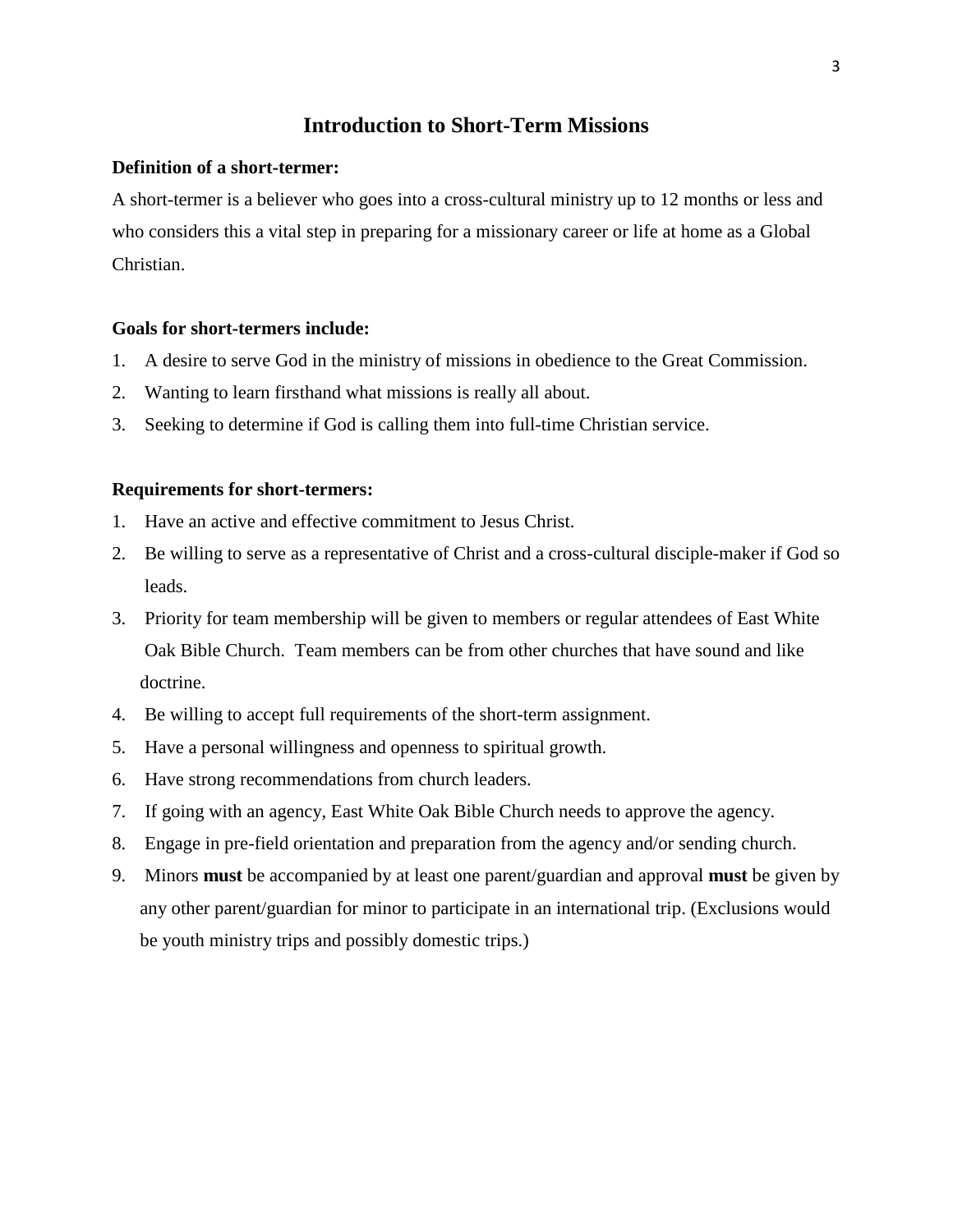# Introduction to Short-Term Missions

**Definition of a short-termer:**

A short-termer is a believer who goes into a cross-cultural ministry up to 12 months or less and who considers this a vital step in preparing for a missionary career or life at home as a Global Christian.

**Goals for short-termers include:**

1. A desire to serve God in the ministry of missions in obedience to the Great Commission.
2. Wanting to learn firsthand what missions is really all about.
3. Seeking to determine if God is calling them into full-time Christian service.

**Requirements for short-termers:**

1. Have an active and effective commitment to Jesus Christ.
2. Be willing to serve as a representative of Christ and a cross-cultural disciple-maker if God so leads.
3. Priority for team membership will be given to members or regular attendees of East White Oak Bible Church. Team members can be from other churches that have sound and like doctrine.
4. Be willing to accept full requirements of the short-term assignment.
5. Have a personal willingness and openness to spiritual growth.
6. Have strong recommendations from church leaders.
7. If going with an agency, East White Oak Bible Church needs to approve the agency.
8. Engage in pre-field orientation and preparation from the agency and/or sending church.
9. Minors **must** be accompanied by at least one parent/guardian and approval **must** be given by any other parent/guardian for minor to participate in an international trip. (Exclusions would be youth ministry trips and possibly domestic trips.)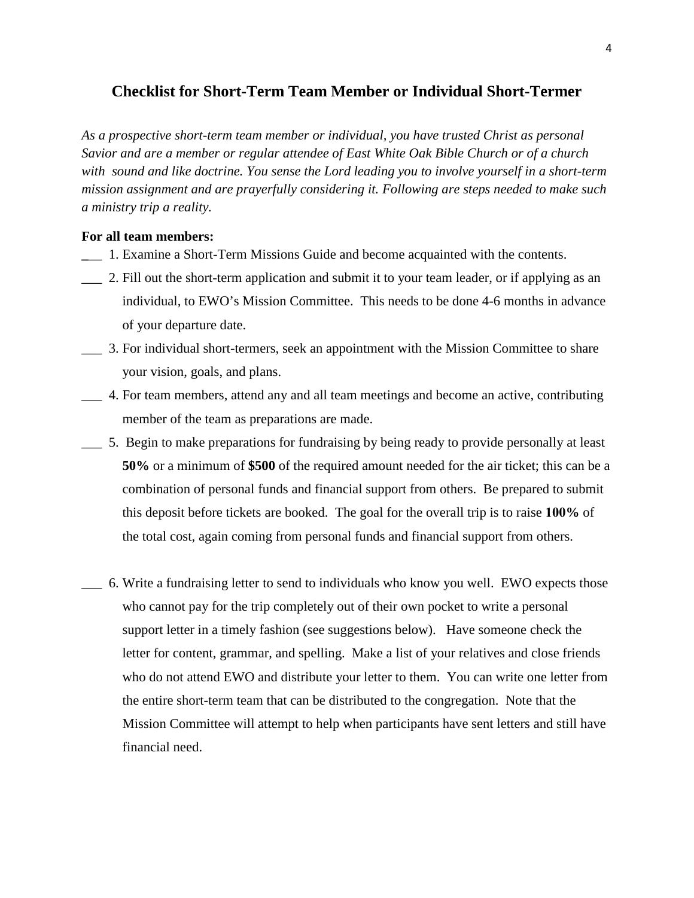## Checklist for Short-Term Team Member or Individual Short-Termer

*As a prospective short-term team member or individual, you have trusted Christ as personal Savior and are a member or regular attendee of East White Oak Bible Church or of a church with sound and like doctrine. You sense the Lord leading you to involve yourself in a short-term mission assignment and are prayerfully considering it. Following are steps needed to make such a ministry trip a reality.*

**For all team members:**

___ 1. Examine a Short-Term Missions Guide and become acquainted with the contents.

___ 2. Fill out the short-term application and submit it to your team leader, or if applying as an individual, to EWO's Mission Committee. This needs to be done 4-6 months in advance of your departure date.

___ 3. For individual short-termers, seek an appointment with the Mission Committee to share your vision, goals, and plans.

___ 4. For team members, attend any and all team meetings and become an active, contributing member of the team as preparations are made.

___ 5. Begin to make preparations for fundraising by being ready to provide personally at least **50%** or a minimum of **$500** of the required amount needed for the air ticket; this can be a combination of personal funds and financial support from others. Be prepared to submit this deposit before tickets are booked. The goal for the overall trip is to raise **100%** of the total cost, again coming from personal funds and financial support from others.

___ 6. Write a fundraising letter to send to individuals who know you well. EWO expects those who cannot pay for the trip completely out of their own pocket to write a personal support letter in a timely fashion (see suggestions below). Have someone check the letter for content, grammar, and spelling. Make a list of your relatives and close friends who do not attend EWO and distribute your letter to them. You can write one letter from the entire short-term team that can be distributed to the congregation. Note that the Mission Committee will attempt to help when participants have sent letters and still have financial need.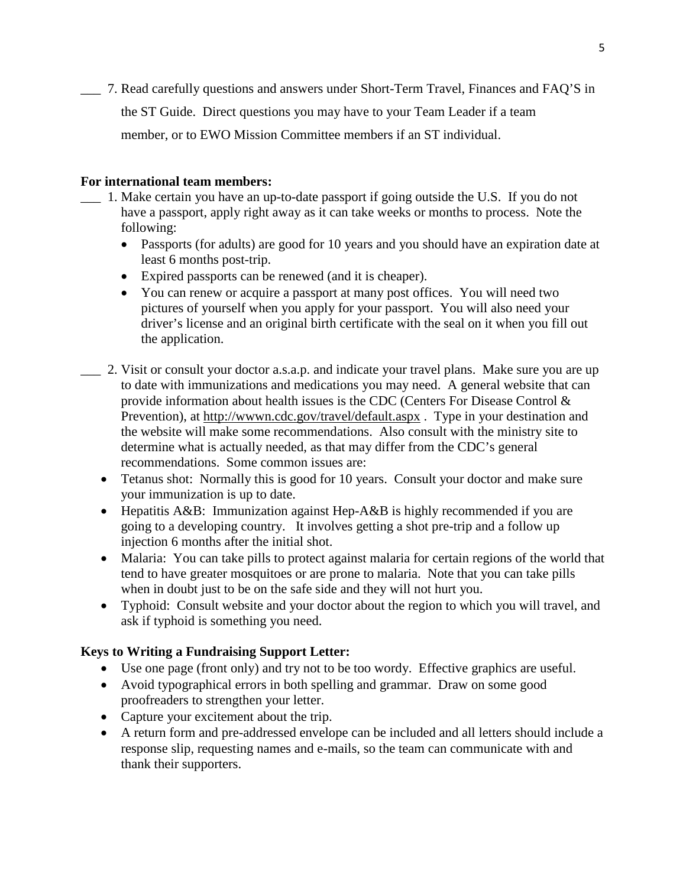___ 7. Read carefully questions and answers under Short-Term Travel, Finances and FAQ'S in the ST Guide. Direct questions you may have to your Team Leader if a team member, or to EWO Mission Committee members if an ST individual.

**For international team members:**

___ 1. Make certain you have an up-to-date passport if going outside the U.S. If you do not have a passport, apply right away as it can take weeks or months to process. Note the following:

- Passports (for adults) are good for 10 years and you should have an expiration date at least 6 months post-trip.
- Expired passports can be renewed (and it is cheaper).
- You can renew or acquire a passport at many post offices. You will need two pictures of yourself when you apply for your passport. You will also need your driver's license and an original birth certificate with the seal on it when you fill out the application.

___ 2. Visit or consult your doctor a.s.a.p. and indicate your travel plans. Make sure you are up to date with immunizations and medications you may need. A general website that can provide information about health issues is the CDC (Centers For Disease Control & Prevention), at http://wwwn.cdc.gov/travel/default.aspx . Type in your destination and the website will make some recommendations. Also consult with the ministry site to determine what is actually needed, as that may differ from the CDC's general recommendations. Some common issues are:

- Tetanus shot: Normally this is good for 10 years. Consult your doctor and make sure your immunization is up to date.
- Hepatitis A&B: Immunization against Hep-A&B is highly recommended if you are going to a developing country. It involves getting a shot pre-trip and a follow up injection 6 months after the initial shot.
- Malaria: You can take pills to protect against malaria for certain regions of the world that tend to have greater mosquitoes or are prone to malaria. Note that you can take pills when in doubt just to be on the safe side and they will not hurt you.
- Typhoid: Consult website and your doctor about the region to which you will travel, and ask if typhoid is something you need.

**Keys to Writing a Fundraising Support Letter:**

- Use one page (front only) and try not to be too wordy. Effective graphics are useful.
- Avoid typographical errors in both spelling and grammar. Draw on some good proofreaders to strengthen your letter.
- Capture your excitement about the trip.
- A return form and pre-addressed envelope can be included and all letters should include a response slip, requesting names and e-mails, so the team can communicate with and thank their supporters.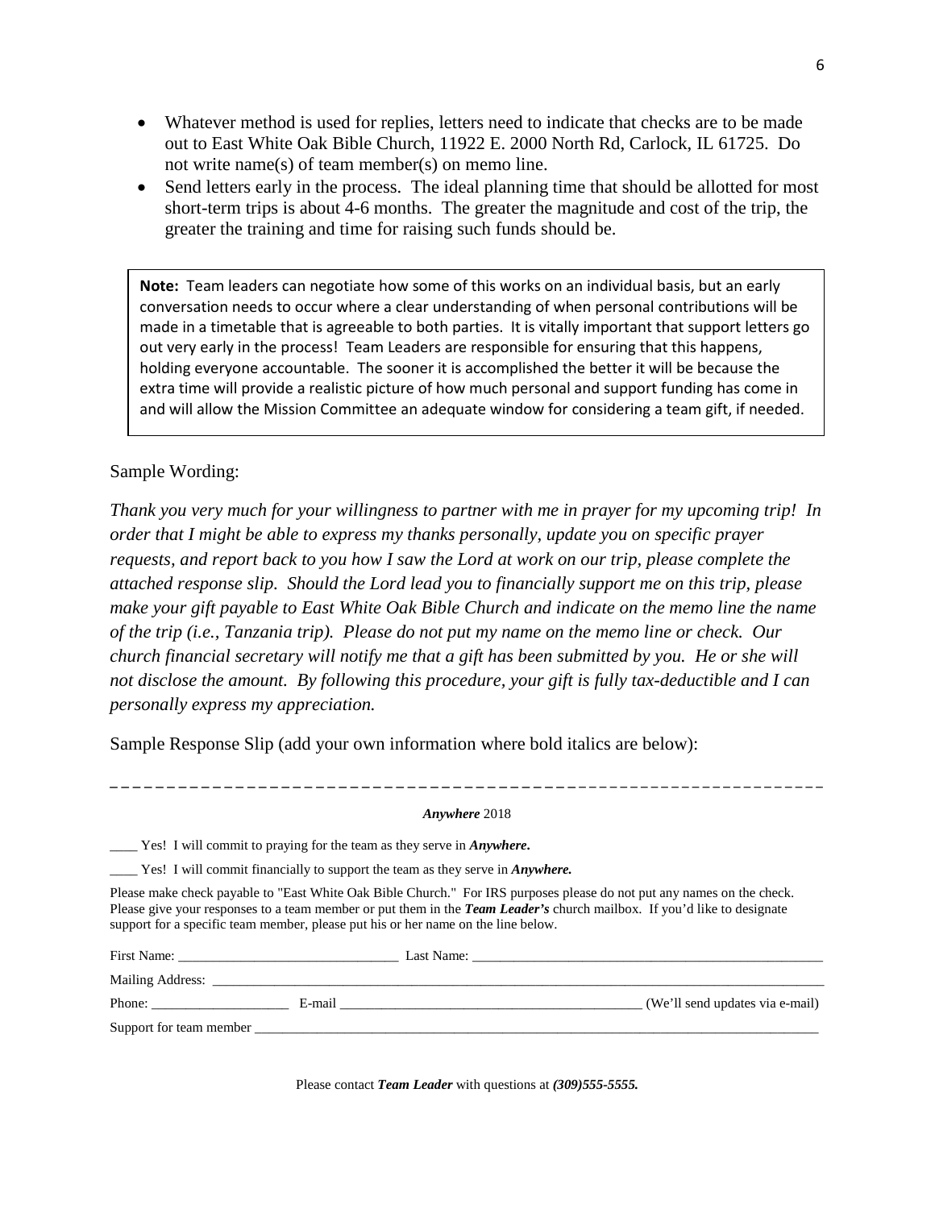- Whatever method is used for replies, letters need to indicate that checks are to be made out to East White Oak Bible Church, 11922 E. 2000 North Rd, Carlock, IL 61725. Do not write name(s) of team member(s) on memo line.
- Send letters early in the process. The ideal planning time that should be allotted for most short-term trips is about 4-6 months. The greater the magnitude and cost of the trip, the greater the training and time for raising such funds should be.

> **Note:** Team leaders can negotiate how some of this works on an individual basis, but an early conversation needs to occur where a clear understanding of when personal contributions will be made in a timetable that is agreeable to both parties. It is vitally important that support letters go out very early in the process! Team Leaders are responsible for ensuring that this happens, holding everyone accountable. The sooner it is accomplished the better it will be because the extra time will provide a realistic picture of how much personal and support funding has come in and will allow the Mission Committee an adequate window for considering a team gift, if needed.

Sample Wording:

*Thank you very much for your willingness to partner with me in prayer for my upcoming trip! In order that I might be able to express my thanks personally, update you on specific prayer requests, and report back to you how I saw the Lord at work on our trip, please complete the attached response slip. Should the Lord lead you to financially support me on this trip, please make your gift payable to East White Oak Bible Church and indicate on the memo line the name of the trip (i.e., Tanzania trip). Please do not put my name on the memo line or check. Our church financial secretary will notify me that a gift has been submitted by you. He or she will not disclose the amount. By following this procedure, your gift is fully tax-deductible and I can personally express my appreciation.*

Sample Response Slip (add your own information where bold italics are below):

---

***Anywhere*** 2018

____ Yes! I will commit to praying for the team as they serve in ***Anywhere***.

____ Yes! I will commit financially to support the team as they serve in ***Anywhere.***

Please make check payable to "East White Oak Bible Church." For IRS purposes please do not put any names on the check. Please give your responses to a team member or put them in the ***Team Leader's*** church mailbox. If you'd like to designate support for a specific team member, please put his or her name on the line below.

First Name: _______________________________ Last Name: ____________________________________________________

Mailing Address: ______________________________________________________________________________________

Phone: ____________________ E-mail ____________________________________________ (We'll send updates via e-mail)

Support for team member ______________________________________________________________________________

Please contact ***Team Leader*** with questions at ***(309)555-5555.***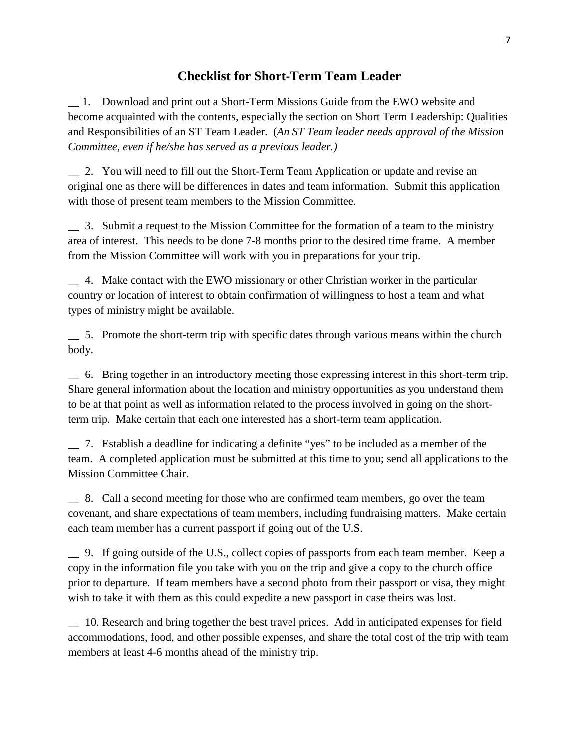## Checklist for Short-Term Team Leader

__ 1. Download and print out a Short-Term Missions Guide from the EWO website and become acquainted with the contents, especially the section on Short Term Leadership: Qualities and Responsibilities of an ST Team Leader. (*An ST Team leader needs approval of the Mission Committee, even if he/she has served as a previous leader.)*

__ 2. You will need to fill out the Short-Term Team Application or update and revise an original one as there will be differences in dates and team information. Submit this application with those of present team members to the Mission Committee.

__ 3. Submit a request to the Mission Committee for the formation of a team to the ministry area of interest. This needs to be done 7-8 months prior to the desired time frame. A member from the Mission Committee will work with you in preparations for your trip.

__ 4. Make contact with the EWO missionary or other Christian worker in the particular country or location of interest to obtain confirmation of willingness to host a team and what types of ministry might be available.

__ 5. Promote the short-term trip with specific dates through various means within the church body.

__ 6. Bring together in an introductory meeting those expressing interest in this short-term trip. Share general information about the location and ministry opportunities as you understand them to be at that point as well as information related to the process involved in going on the short-term trip. Make certain that each one interested has a short-term team application.

__ 7. Establish a deadline for indicating a definite "yes" to be included as a member of the team. A completed application must be submitted at this time to you; send all applications to the Mission Committee Chair.

__ 8. Call a second meeting for those who are confirmed team members, go over the team covenant, and share expectations of team members, including fundraising matters. Make certain each team member has a current passport if going out of the U.S.

__ 9. If going outside of the U.S., collect copies of passports from each team member. Keep a copy in the information file you take with you on the trip and give a copy to the church office prior to departure. If team members have a second photo from their passport or visa, they might wish to take it with them as this could expedite a new passport in case theirs was lost.

__ 10. Research and bring together the best travel prices. Add in anticipated expenses for field accommodations, food, and other possible expenses, and share the total cost of the trip with team members at least 4-6 months ahead of the ministry trip.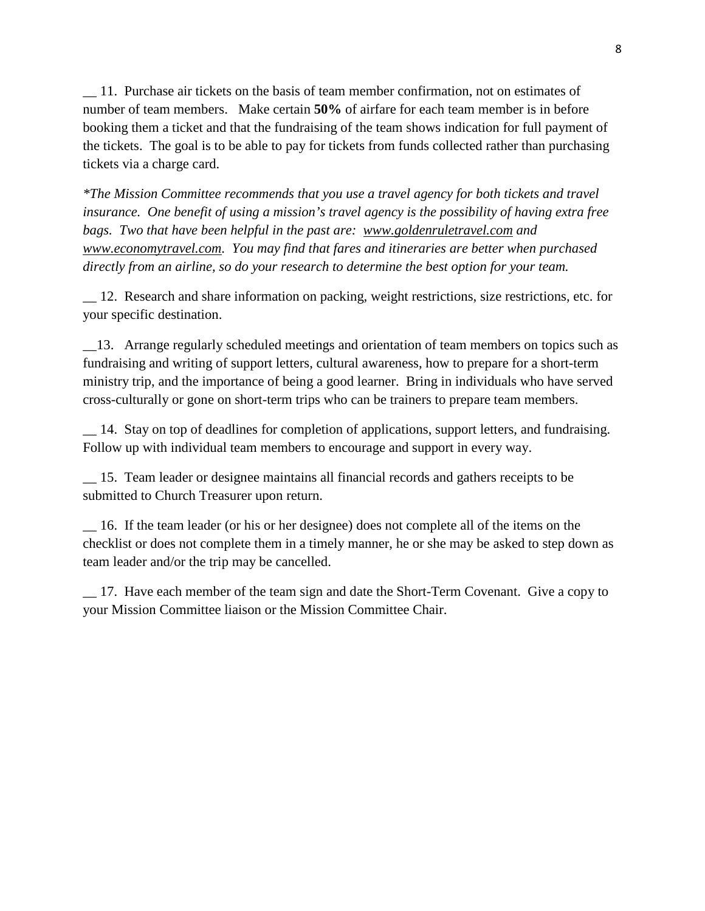__ 11. Purchase air tickets on the basis of team member confirmation, not on estimates of number of team members. Make certain **50%** of airfare for each team member is in before booking them a ticket and that the fundraising of the team shows indication for full payment of the tickets. The goal is to be able to pay for tickets from funds collected rather than purchasing tickets via a charge card.

*\*The Mission Committee recommends that you use a travel agency for both tickets and travel insurance. One benefit of using a mission's travel agency is the possibility of having extra free bags. Two that have been helpful in the past are: www.goldenruletravel.com and www.economytravel.com. You may find that fares and itineraries are better when purchased directly from an airline, so do your research to determine the best option for your team.*

__ 12. Research and share information on packing, weight restrictions, size restrictions, etc. for your specific destination.

__13. Arrange regularly scheduled meetings and orientation of team members on topics such as fundraising and writing of support letters, cultural awareness, how to prepare for a short-term ministry trip, and the importance of being a good learner. Bring in individuals who have served cross-culturally or gone on short-term trips who can be trainers to prepare team members.

__ 14. Stay on top of deadlines for completion of applications, support letters, and fundraising. Follow up with individual team members to encourage and support in every way.

__ 15. Team leader or designee maintains all financial records and gathers receipts to be submitted to Church Treasurer upon return.

__ 16. If the team leader (or his or her designee) does not complete all of the items on the checklist or does not complete them in a timely manner, he or she may be asked to step down as team leader and/or the trip may be cancelled.

__ 17. Have each member of the team sign and date the Short-Term Covenant. Give a copy to your Mission Committee liaison or the Mission Committee Chair.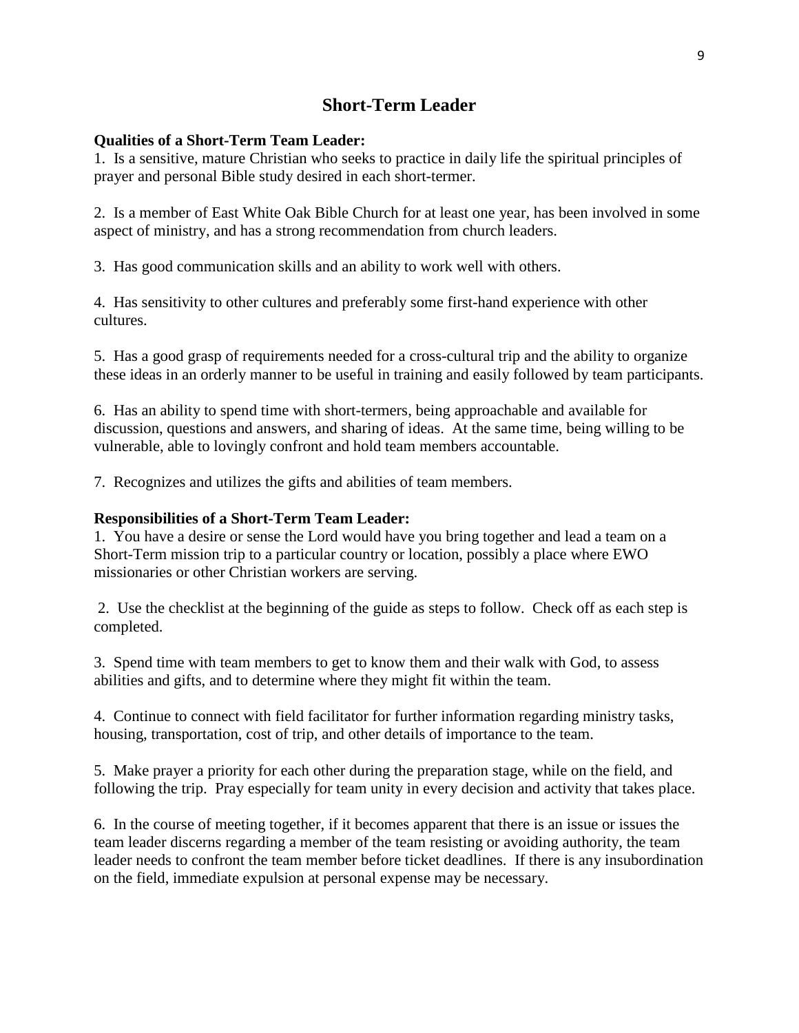## Short-Term Leader

**Qualities of a Short-Term Team Leader:**

1. Is a sensitive, mature Christian who seeks to practice in daily life the spiritual principles of prayer and personal Bible study desired in each short-termer.

2. Is a member of East White Oak Bible Church for at least one year, has been involved in some aspect of ministry, and has a strong recommendation from church leaders.

3. Has good communication skills and an ability to work well with others.

4. Has sensitivity to other cultures and preferably some first-hand experience with other cultures.

5. Has a good grasp of requirements needed for a cross-cultural trip and the ability to organize these ideas in an orderly manner to be useful in training and easily followed by team participants.

6. Has an ability to spend time with short-termers, being approachable and available for discussion, questions and answers, and sharing of ideas. At the same time, being willing to be vulnerable, able to lovingly confront and hold team members accountable.

7. Recognizes and utilizes the gifts and abilities of team members.

**Responsibilities of a Short-Term Team Leader:**

1. You have a desire or sense the Lord would have you bring together and lead a team on a Short-Term mission trip to a particular country or location, possibly a place where EWO missionaries or other Christian workers are serving.

2. Use the checklist at the beginning of the guide as steps to follow. Check off as each step is completed.

3. Spend time with team members to get to know them and their walk with God, to assess abilities and gifts, and to determine where they might fit within the team.

4. Continue to connect with field facilitator for further information regarding ministry tasks, housing, transportation, cost of trip, and other details of importance to the team.

5. Make prayer a priority for each other during the preparation stage, while on the field, and following the trip. Pray especially for team unity in every decision and activity that takes place.

6. In the course of meeting together, if it becomes apparent that there is an issue or issues the team leader discerns regarding a member of the team resisting or avoiding authority, the team leader needs to confront the team member before ticket deadlines. If there is any insubordination on the field, immediate expulsion at personal expense may be necessary.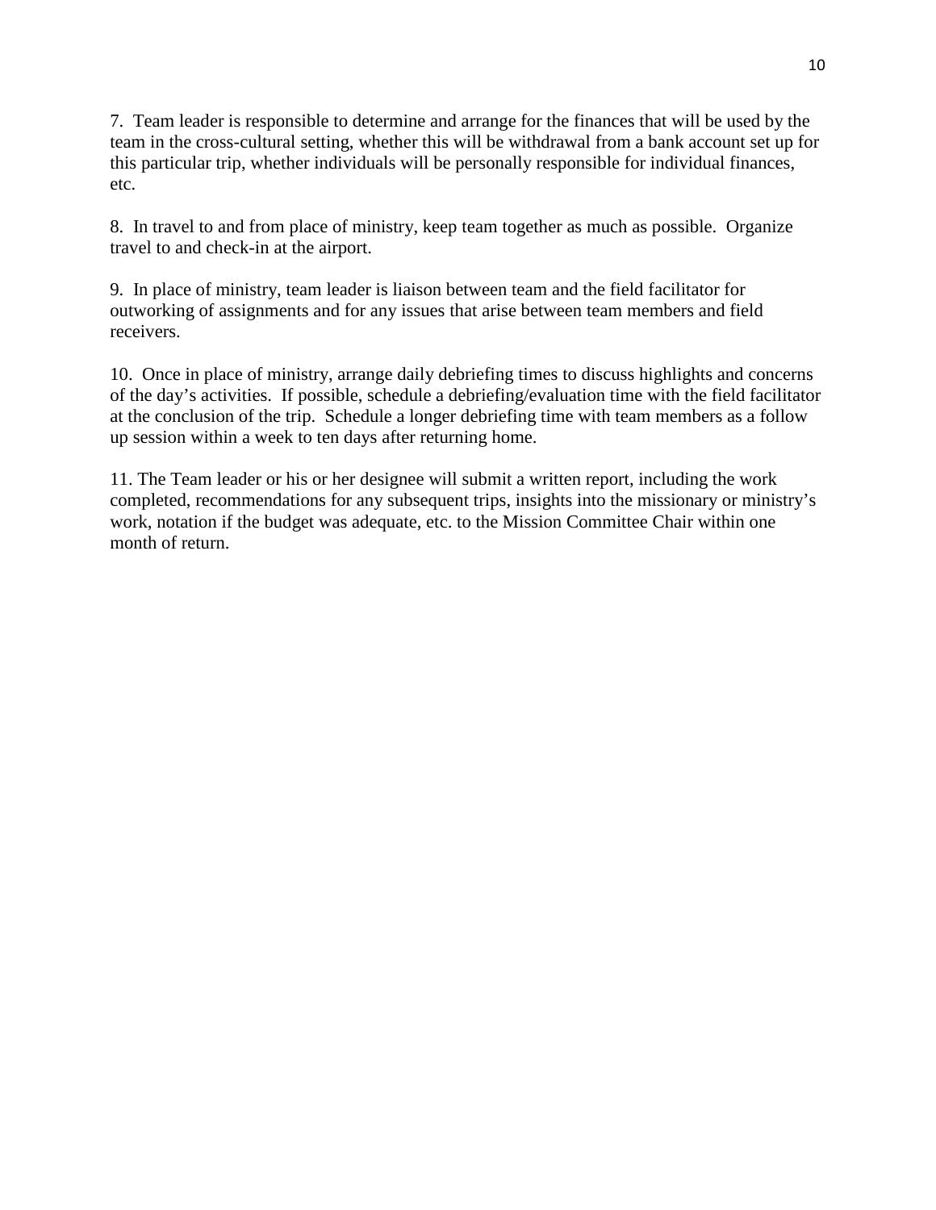7. Team leader is responsible to determine and arrange for the finances that will be used by the team in the cross-cultural setting, whether this will be withdrawal from a bank account set up for this particular trip, whether individuals will be personally responsible for individual finances, etc.

8. In travel to and from place of ministry, keep team together as much as possible. Organize travel to and check-in at the airport.

9. In place of ministry, team leader is liaison between team and the field facilitator for outworking of assignments and for any issues that arise between team members and field receivers.

10. Once in place of ministry, arrange daily debriefing times to discuss highlights and concerns of the day's activities. If possible, schedule a debriefing/evaluation time with the field facilitator at the conclusion of the trip. Schedule a longer debriefing time with team members as a follow up session within a week to ten days after returning home.

11. The Team leader or his or her designee will submit a written report, including the work completed, recommendations for any subsequent trips, insights into the missionary or ministry's work, notation if the budget was adequate, etc. to the Mission Committee Chair within one month of return.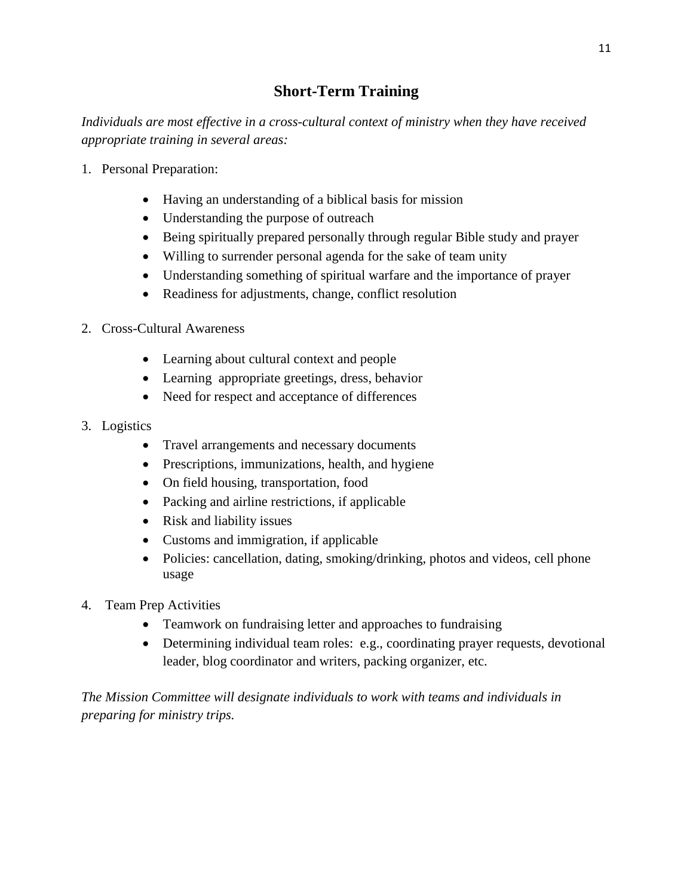## Short-Term Training

*Individuals are most effective in a cross-cultural context of ministry when they have received appropriate training in several areas:*

1. Personal Preparation:
    - Having an understanding of a biblical basis for mission
    - Understanding the purpose of outreach
    - Being spiritually prepared personally through regular Bible study and prayer
    - Willing to surrender personal agenda for the sake of team unity
    - Understanding something of spiritual warfare and the importance of prayer
    - Readiness for adjustments, change, conflict resolution

2. Cross-Cultural Awareness
    - Learning about cultural context and people
    - Learning appropriate greetings, dress, behavior
    - Need for respect and acceptance of differences

3. Logistics
    - Travel arrangements and necessary documents
    - Prescriptions, immunizations, health, and hygiene
    - On field housing, transportation, food
    - Packing and airline restrictions, if applicable
    - Risk and liability issues
    - Customs and immigration, if applicable
    - Policies: cancellation, dating, smoking/drinking, photos and videos, cell phone usage

4. Team Prep Activities
    - Teamwork on fundraising letter and approaches to fundraising
    - Determining individual team roles: e.g., coordinating prayer requests, devotional leader, blog coordinator and writers, packing organizer, etc.

*The Mission Committee will designate individuals to work with teams and individuals in preparing for ministry trips.*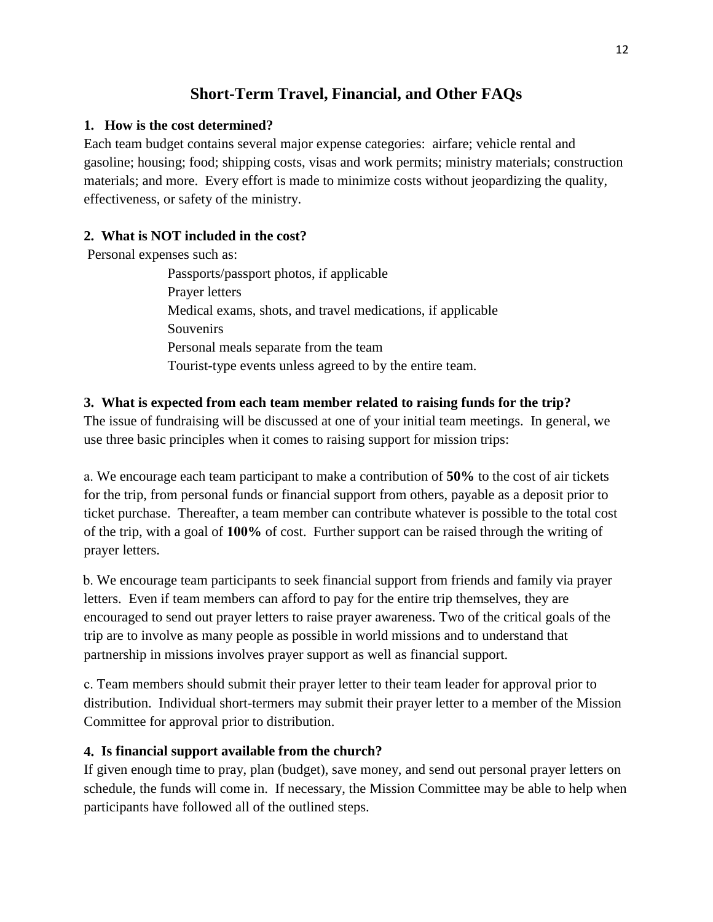## Short-Term Travel, Financial, and Other FAQs

**1. How is the cost determined?**

Each team budget contains several major expense categories: airfare; vehicle rental and gasoline; housing; food; shipping costs, visas and work permits; ministry materials; construction materials; and more. Every effort is made to minimize costs without jeopardizing the quality, effectiveness, or safety of the ministry.

**2. What is NOT included in the cost?**

Personal expenses such as:

- Passports/passport photos, if applicable
- Prayer letters
- Medical exams, shots, and travel medications, if applicable
- Souvenirs
- Personal meals separate from the team
- Tourist-type events unless agreed to by the entire team.

**3. What is expected from each team member related to raising funds for the trip?**

The issue of fundraising will be discussed at one of your initial team meetings. In general, we use three basic principles when it comes to raising support for mission trips:

a. We encourage each team participant to make a contribution of **50%** to the cost of air tickets for the trip, from personal funds or financial support from others, payable as a deposit prior to ticket purchase. Thereafter, a team member can contribute whatever is possible to the total cost of the trip, with a goal of **100%** of cost. Further support can be raised through the writing of prayer letters.

b. We encourage team participants to seek financial support from friends and family via prayer letters. Even if team members can afford to pay for the entire trip themselves, they are encouraged to send out prayer letters to raise prayer awareness. Two of the critical goals of the trip are to involve as many people as possible in world missions and to understand that partnership in missions involves prayer support as well as financial support.

c. Team members should submit their prayer letter to their team leader for approval prior to distribution. Individual short-termers may submit their prayer letter to a member of the Mission Committee for approval prior to distribution.

**4. Is financial support available from the church?**

If given enough time to pray, plan (budget), save money, and send out personal prayer letters on schedule, the funds will come in. If necessary, the Mission Committee may be able to help when participants have followed all of the outlined steps.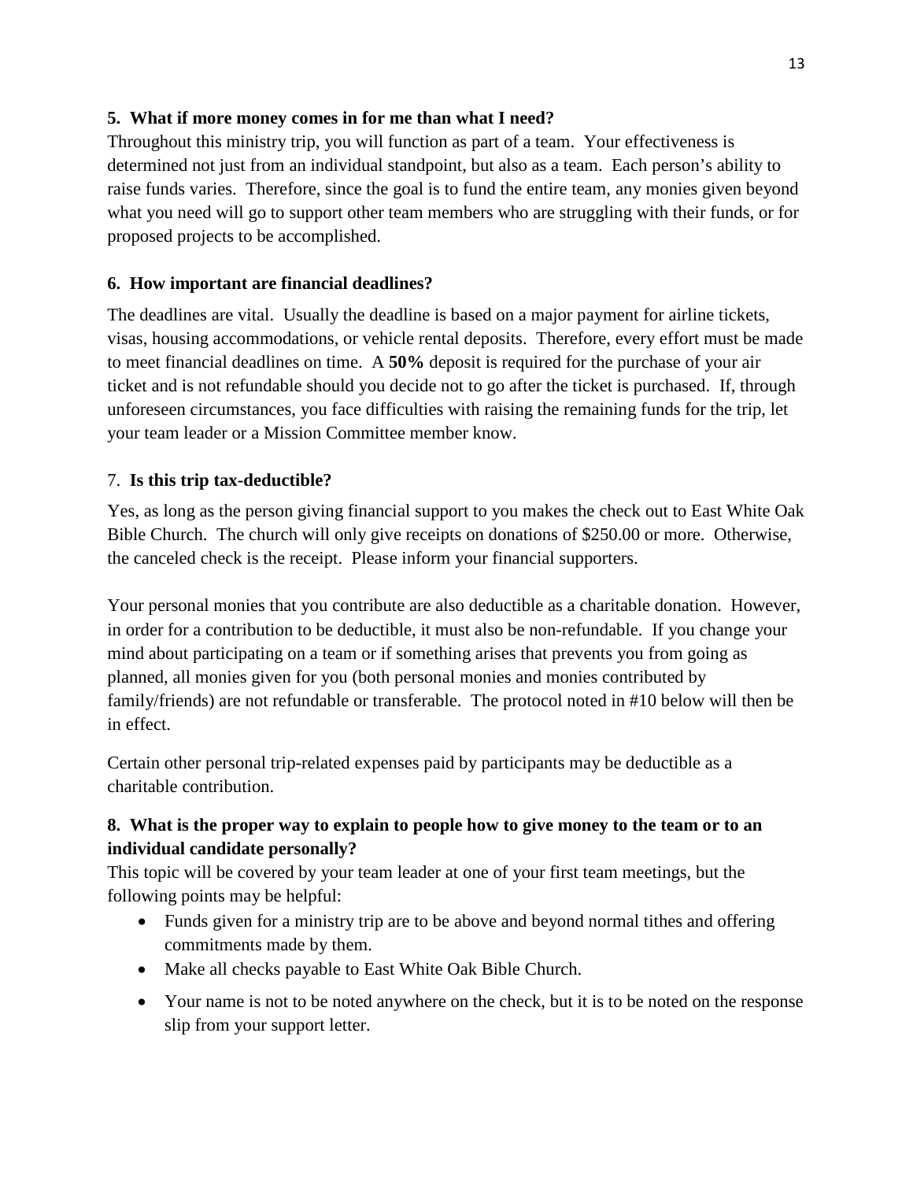**5. What if more money comes in for me than what I need?**

Throughout this ministry trip, you will function as part of a team. Your effectiveness is determined not just from an individual standpoint, but also as a team. Each person's ability to raise funds varies. Therefore, since the goal is to fund the entire team, any monies given beyond what you need will go to support other team members who are struggling with their funds, or for proposed projects to be accomplished.

**6. How important are financial deadlines?**

The deadlines are vital. Usually the deadline is based on a major payment for airline tickets, visas, housing accommodations, or vehicle rental deposits. Therefore, every effort must be made to meet financial deadlines on time. A **50%** deposit is required for the purchase of your air ticket and is not refundable should you decide not to go after the ticket is purchased. If, through unforeseen circumstances, you face difficulties with raising the remaining funds for the trip, let your team leader or a Mission Committee member know.

7. **Is this trip tax-deductible?**

Yes, as long as the person giving financial support to you makes the check out to East White Oak Bible Church. The church will only give receipts on donations of $250.00 or more. Otherwise, the canceled check is the receipt. Please inform your financial supporters.

Your personal monies that you contribute are also deductible as a charitable donation. However, in order for a contribution to be deductible, it must also be non-refundable. If you change your mind about participating on a team or if something arises that prevents you from going as planned, all monies given for you (both personal monies and monies contributed by family/friends) are not refundable or transferable. The protocol noted in #10 below will then be in effect.

Certain other personal trip-related expenses paid by participants may be deductible as a charitable contribution.

**8. What is the proper way to explain to people how to give money to the team or to an individual candidate personally?**

This topic will be covered by your team leader at one of your first team meetings, but the following points may be helpful:

- Funds given for a ministry trip are to be above and beyond normal tithes and offering commitments made by them.
- Make all checks payable to East White Oak Bible Church.
- Your name is not to be noted anywhere on the check, but it is to be noted on the response slip from your support letter.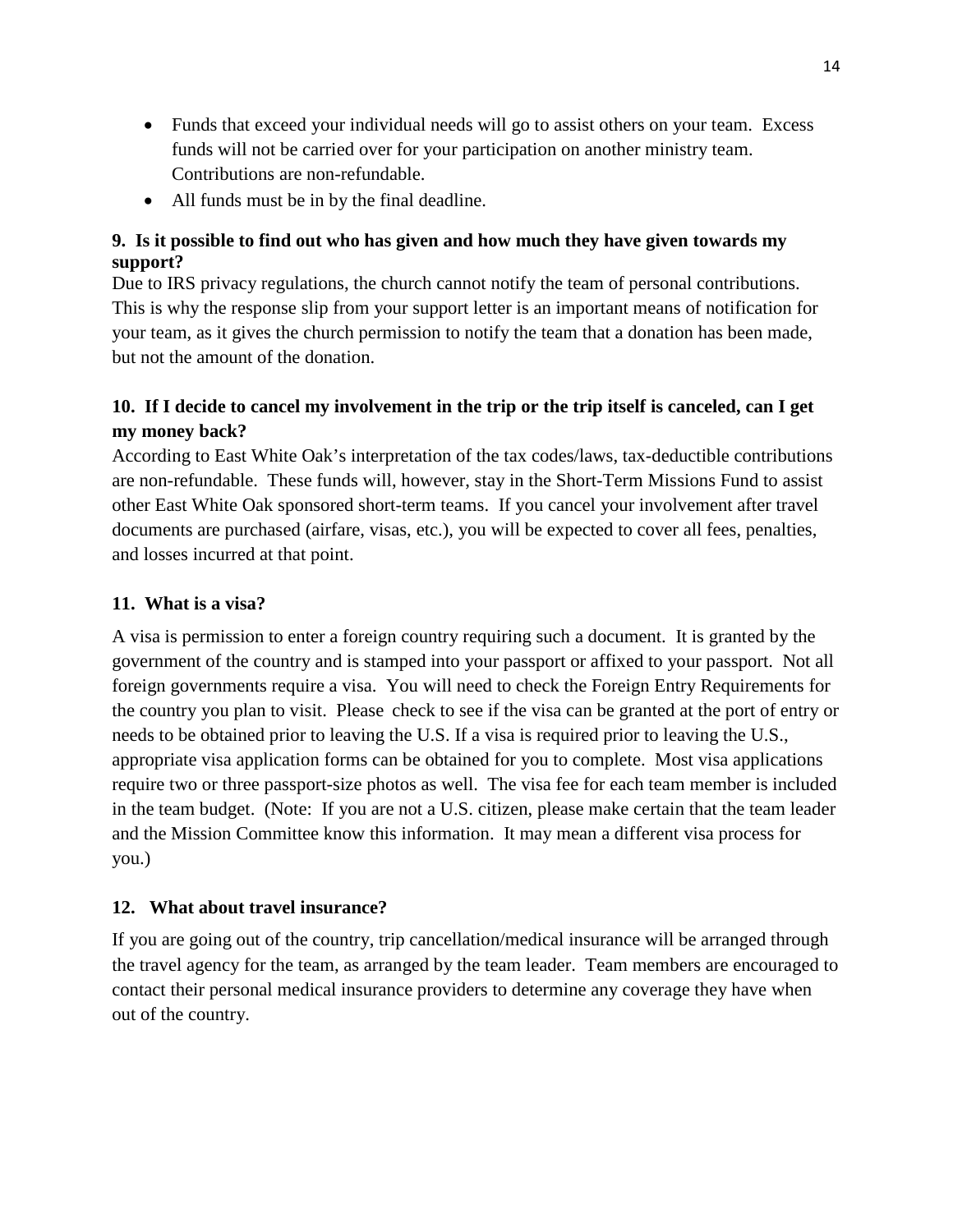- Funds that exceed your individual needs will go to assist others on your team. Excess funds will not be carried over for your participation on another ministry team. Contributions are non-refundable.
- All funds must be in by the final deadline.

**9. Is it possible to find out who has given and how much they have given towards my support?**

Due to IRS privacy regulations, the church cannot notify the team of personal contributions. This is why the response slip from your support letter is an important means of notification for your team, as it gives the church permission to notify the team that a donation has been made, but not the amount of the donation.

**10. If I decide to cancel my involvement in the trip or the trip itself is canceled, can I get my money back?**

According to East White Oak's interpretation of the tax codes/laws, tax-deductible contributions are non-refundable. These funds will, however, stay in the Short-Term Missions Fund to assist other East White Oak sponsored short-term teams. If you cancel your involvement after travel documents are purchased (airfare, visas, etc.), you will be expected to cover all fees, penalties, and losses incurred at that point.

**11. What is a visa?**

A visa is permission to enter a foreign country requiring such a document. It is granted by the government of the country and is stamped into your passport or affixed to your passport. Not all foreign governments require a visa. You will need to check the Foreign Entry Requirements for the country you plan to visit. Please check to see if the visa can be granted at the port of entry or needs to be obtained prior to leaving the U.S. If a visa is required prior to leaving the U.S., appropriate visa application forms can be obtained for you to complete. Most visa applications require two or three passport-size photos as well. The visa fee for each team member is included in the team budget. (Note: If you are not a U.S. citizen, please make certain that the team leader and the Mission Committee know this information. It may mean a different visa process for you.)

**12. What about travel insurance?**

If you are going out of the country, trip cancellation/medical insurance will be arranged through the travel agency for the team, as arranged by the team leader. Team members are encouraged to contact their personal medical insurance providers to determine any coverage they have when out of the country.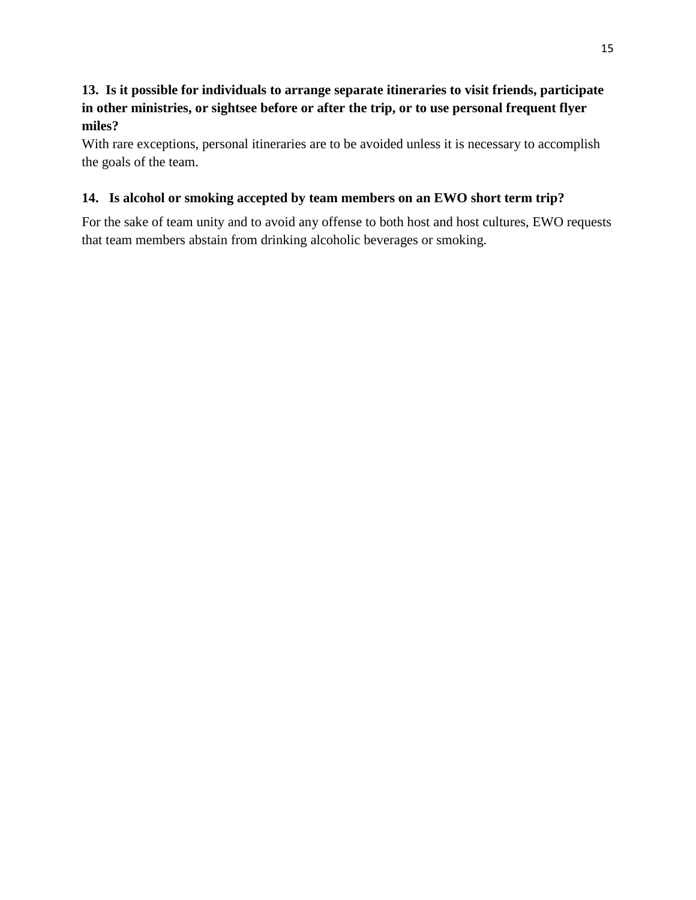**13. Is it possible for individuals to arrange separate itineraries to visit friends, participate in other ministries, or sightsee before or after the trip, or to use personal frequent flyer miles?**

With rare exceptions, personal itineraries are to be avoided unless it is necessary to accomplish the goals of the team.

**14. Is alcohol or smoking accepted by team members on an EWO short term trip?**

For the sake of team unity and to avoid any offense to both host and host cultures, EWO requests that team members abstain from drinking alcoholic beverages or smoking.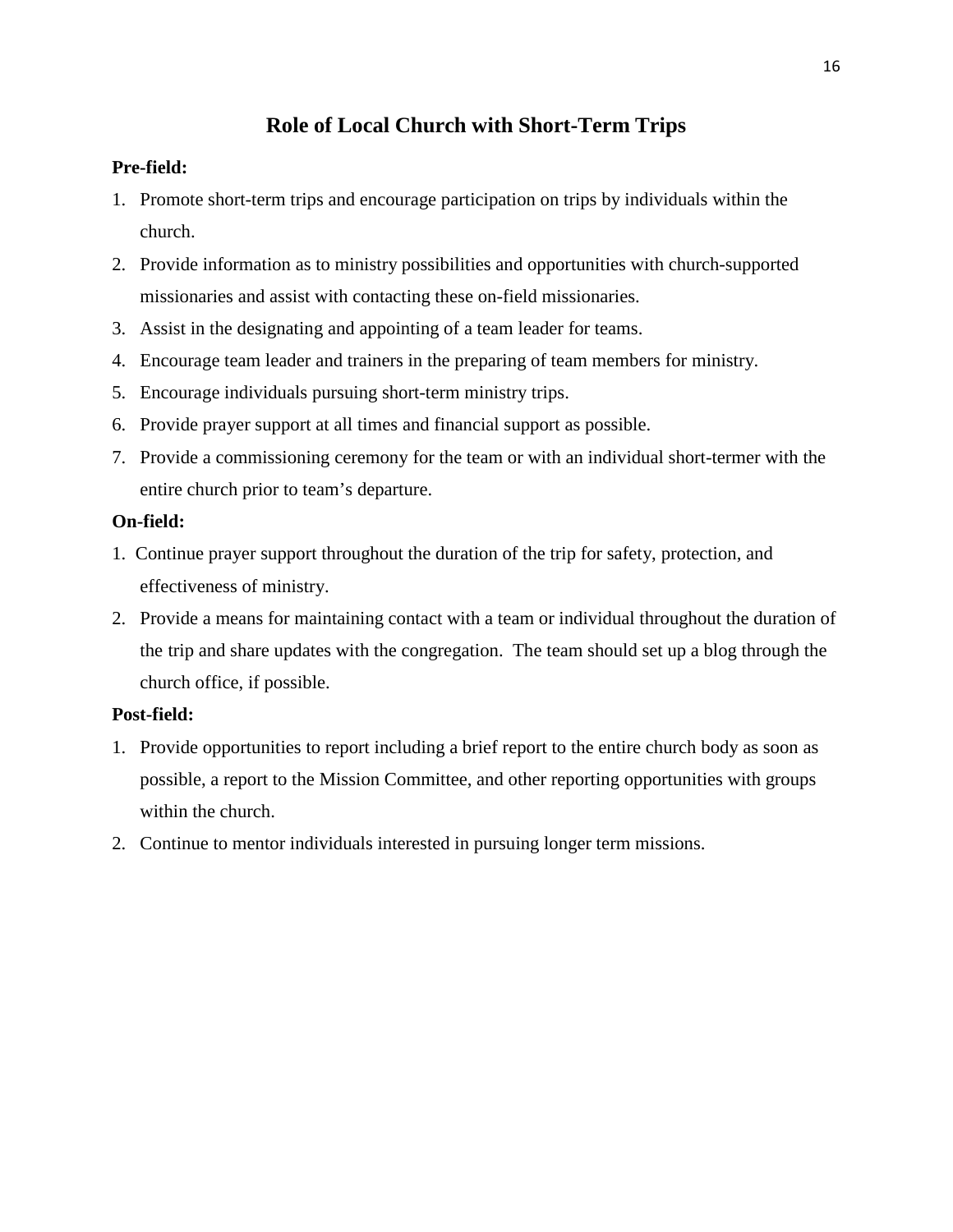# Role of Local Church with Short-Term Trips

**Pre-field:**

1. Promote short-term trips and encourage participation on trips by individuals within the church.
2. Provide information as to ministry possibilities and opportunities with church-supported missionaries and assist with contacting these on-field missionaries.
3. Assist in the designating and appointing of a team leader for teams.
4. Encourage team leader and trainers in the preparing of team members for ministry.
5. Encourage individuals pursuing short-term ministry trips.
6. Provide prayer support at all times and financial support as possible.
7. Provide a commissioning ceremony for the team or with an individual short-termer with the entire church prior to team's departure.

**On-field:**

1. Continue prayer support throughout the duration of the trip for safety, protection, and effectiveness of ministry.
2. Provide a means for maintaining contact with a team or individual throughout the duration of the trip and share updates with the congregation. The team should set up a blog through the church office, if possible.

**Post-field:**

1. Provide opportunities to report including a brief report to the entire church body as soon as possible, a report to the Mission Committee, and other reporting opportunities with groups within the church.
2. Continue to mentor individuals interested in pursuing longer term missions.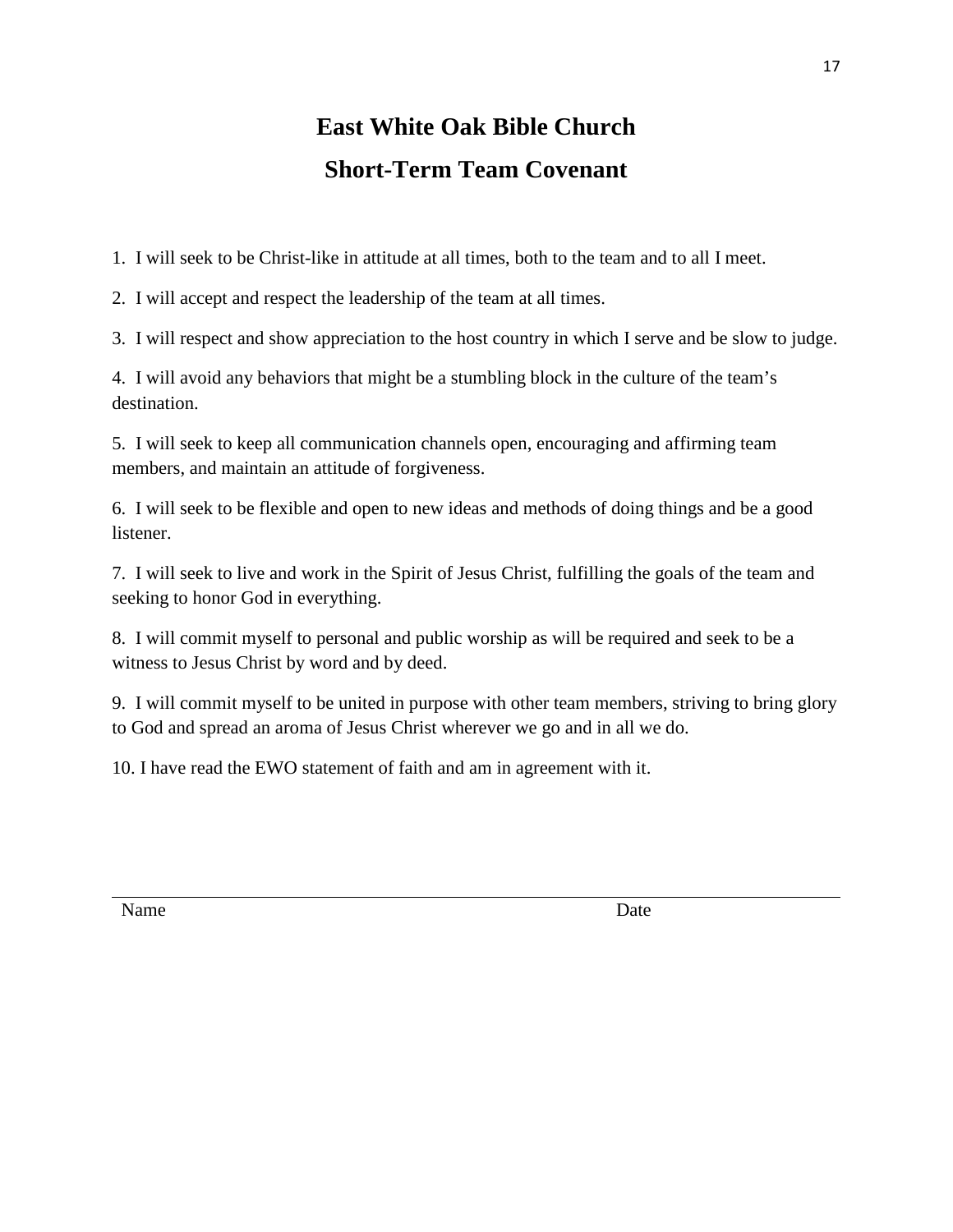# East White Oak Bible Church

## Short-Term Team Covenant

1. I will seek to be Christ-like in attitude at all times, both to the team and to all I meet.

2. I will accept and respect the leadership of the team at all times.

3. I will respect and show appreciation to the host country in which I serve and be slow to judge.

4. I will avoid any behaviors that might be a stumbling block in the culture of the team's destination.

5. I will seek to keep all communication channels open, encouraging and affirming team members, and maintain an attitude of forgiveness.

6. I will seek to be flexible and open to new ideas and methods of doing things and be a good listener.

7. I will seek to live and work in the Spirit of Jesus Christ, fulfilling the goals of the team and seeking to honor God in everything.

8. I will commit myself to personal and public worship as will be required and seek to be a witness to Jesus Christ by word and by deed.

9. I will commit myself to be united in purpose with other team members, striving to bring glory to God and spread an aroma of Jesus Christ wherever we go and in all we do.

10. I have read the EWO statement of faith and am in agreement with it.

\_\_\_\_\_\_\_\_\_\_\_\_\_\_\_\_\_\_\_\_\_\_\_\_\_\_\_\_\_\_\_\_\_\_\_\_\_\_\_\_\_\_\_\_\_\_\_\_\_\_\_\_\_\_\_\_\_\_\_\_

Name Date